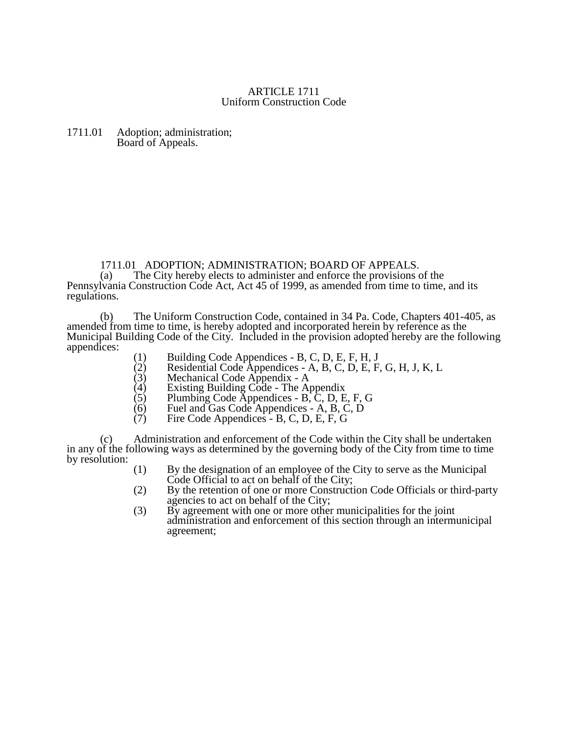# ARTICLE 1711
## Uniform Construction Code

1711.01 Adoption; administration; Board of Appeals.

### 1711.01 ADOPTION; ADMINISTRATION; BOARD OF APPEALS.

(a) The City hereby elects to administer and enforce the provisions of the Pennsylvania Construction Code Act, Act 45 of 1999, as amended from time to time, and its regulations.

(b) The Uniform Construction Code, contained in 34 Pa. Code, Chapters 401-405, as amended from time to time, is hereby adopted and incorporated herein by reference as the Municipal Building Code of the City. Included in the provision adopted hereby are the following appendices:

(1) Building Code Appendices - B, C, D, E, F, H, J
(2) Residential Code Appendices - A, B, C, D, E, F, G, H, J, K, L
(3) Mechanical Code Appendix - A
(4) Existing Building Code - The Appendix
(5) Plumbing Code Appendices - B, C, D, E, F, G
(6) Fuel and Gas Code Appendices - A, B, C, D
(7) Fire Code Appendices - B, C, D, E, F, G

(c) Administration and enforcement of the Code within the City shall be undertaken in any of the following ways as determined by the governing body of the City from time to time by resolution:

(1) By the designation of an employee of the City to serve as the Municipal Code Official to act on behalf of the City;
(2) By the retention of one or more Construction Code Officials or third-party agencies to act on behalf of the City;
(3) By agreement with one or more other municipalities for the joint administration and enforcement of this section through an intermunicipal agreement;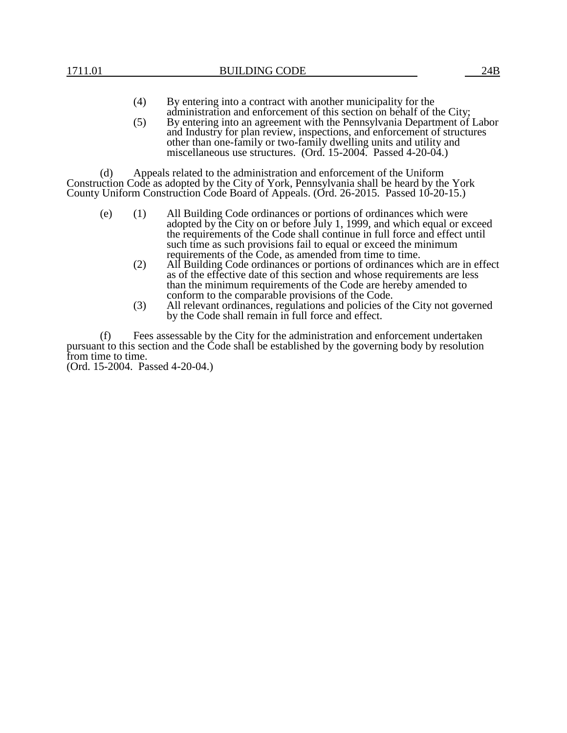(4) By entering into a contract with another municipality for the administration and enforcement of this section on behalf of the City;

(5) By entering into an agreement with the Pennsylvania Department of Labor and Industry for plan review, inspections, and enforcement of structures other than one-family or two-family dwelling units and utility and miscellaneous use structures. (Ord. 15-2004. Passed 4-20-04.)

(d) Appeals related to the administration and enforcement of the Uniform Construction Code as adopted by the City of York, Pennsylvania shall be heard by the York County Uniform Construction Code Board of Appeals. (Ord. 26-2015. Passed 10-20-15.)

(e) (1) All Building Code ordinances or portions of ordinances which were adopted by the City on or before July 1, 1999, and which equal or exceed the requirements of the Code shall continue in full force and effect until such time as such provisions fail to equal or exceed the minimum requirements of the Code, as amended from time to time.

(2) All Building Code ordinances or portions of ordinances which are in effect as of the effective date of this section and whose requirements are less than the minimum requirements of the Code are hereby amended to conform to the comparable provisions of the Code.

(3) All relevant ordinances, regulations and policies of the City not governed by the Code shall remain in full force and effect.

(f) Fees assessable by the City for the administration and enforcement undertaken pursuant to this section and the Code shall be established by the governing body by resolution from time to time.
(Ord. 15-2004. Passed 4-20-04.)